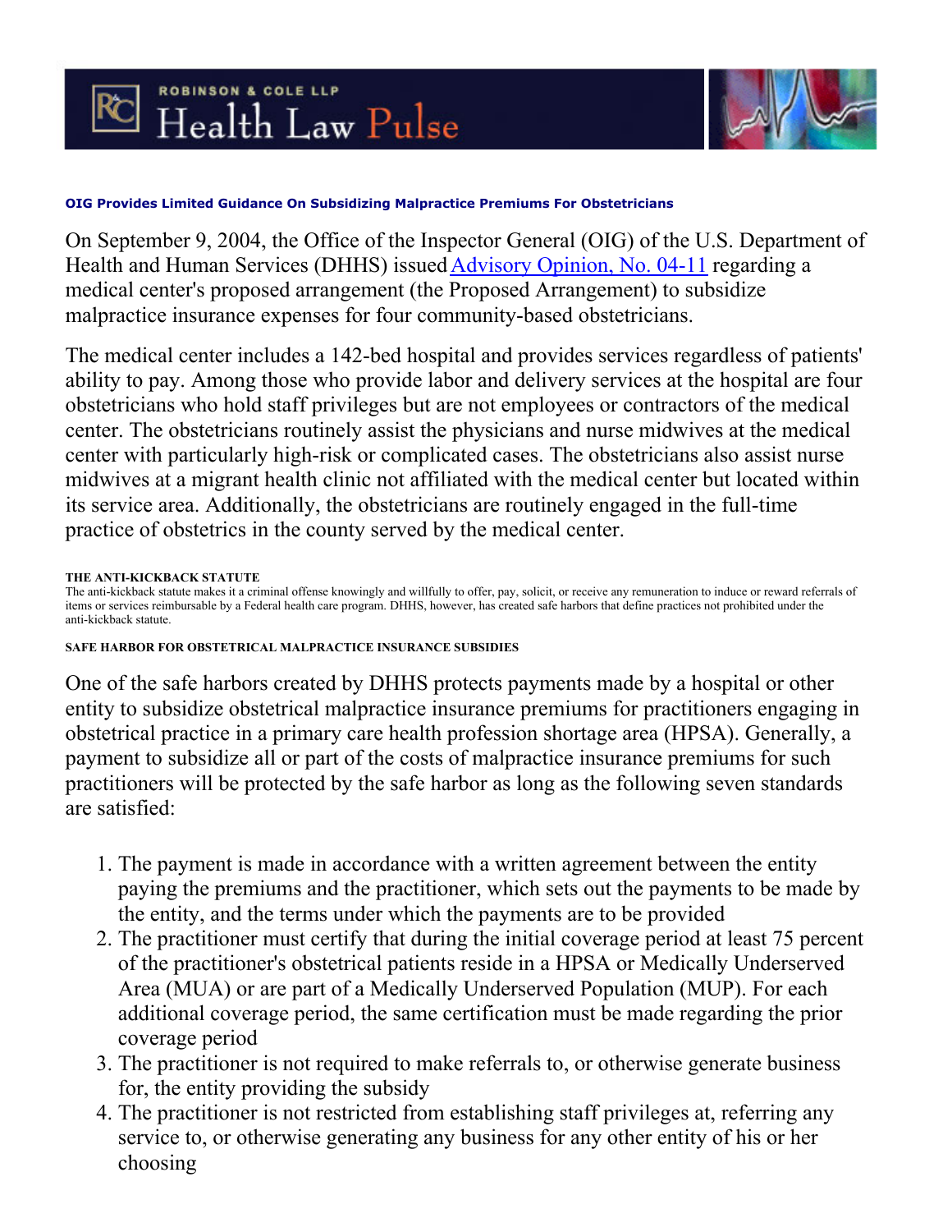ROBINSON & COLE LLP Health Law Pulse

### OIG Provides Limited Guidance On Subsidizing Malpractice Premiums For Obstetricians

On September 9, 2004, the Office of the Inspector General (OIG) of the U.S. Department of Health and Human Services (DHHS) issued Advisory Opinion, No. 04-11 regarding a medical center's proposed arrangement (the Proposed Arrangement) to subsidize malpractice insurance expenses for four community-based obstetricians.

The medical center includes a 142-bed hospital and provides services regardless of patients' ability to pay. Among those who provide labor and delivery services at the hospital are four obstetricians who hold staff privileges but are not employees or contractors of the medical center. The obstetricians routinely assist the physicians and nurse midwives at the medical center with particularly high-risk or complicated cases. The obstetricians also assist nurse midwives at a migrant health clinic not affiliated with the medical center but located within its service area. Additionally, the obstetricians are routinely engaged in the full-time practice of obstetrics in the county served by the medical center.

#### THE ANTI-KICKBACK STATUTE

The anti-kickback statute makes it a criminal offense knowingly and willfully to offer, pay, solicit, or receive any remuneration to induce or reward referrals of items or services reimbursable by a Federal health care program. DHHS, however, has created safe harbors that define practices not prohibited under the anti-kickback statute.

#### SAFE HARBOR FOR OBSTETRICAL MALPRACTICE INSURANCE SUBSIDIES

One of the safe harbors created by DHHS protects payments made by a hospital or other entity to subsidize obstetrical malpractice insurance premiums for practitioners engaging in obstetrical practice in a primary care health profession shortage area (HPSA). Generally, a payment to subsidize all or part of the costs of malpractice insurance premiums for such practitioners will be protected by the safe harbor as long as the following seven standards are satisfied:

1. The payment is made in accordance with a written agreement between the entity paying the premiums and the practitioner, which sets out the payments to be made by the entity, and the terms under which the payments are to be provided
2. The practitioner must certify that during the initial coverage period at least 75 percent of the practitioner's obstetrical patients reside in a HPSA or Medically Underserved Area (MUA) or are part of a Medically Underserved Population (MUP). For each additional coverage period, the same certification must be made regarding the prior coverage period
3. The practitioner is not required to make referrals to, or otherwise generate business for, the entity providing the subsidy
4. The practitioner is not restricted from establishing staff privileges at, referring any service to, or otherwise generating any business for any other entity of his or her choosing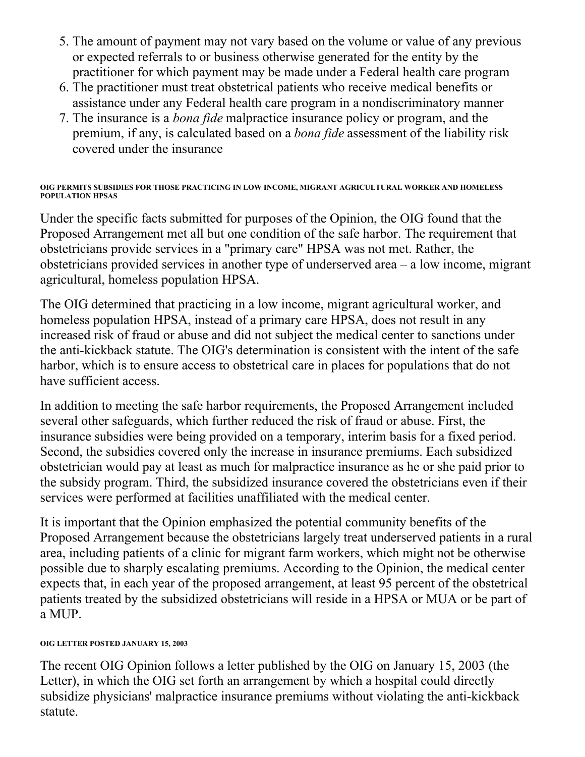5. The amount of payment may not vary based on the volume or value of any previous or expected referrals to or business otherwise generated for the entity by the practitioner for which payment may be made under a Federal health care program
6. The practitioner must treat obstetrical patients who receive medical benefits or assistance under any Federal health care program in a nondiscriminatory manner
7. The insurance is a *bona fide* malpractice insurance policy or program, and the premium, if any, is calculated based on a *bona fide* assessment of the liability risk covered under the insurance

#### OIG PERMITS SUBSIDIES FOR THOSE PRACTICING IN LOW INCOME, MIGRANT AGRICULTURAL WORKER AND HOMELESS POPULATION HPSAS

Under the specific facts submitted for purposes of the Opinion, the OIG found that the Proposed Arrangement met all but one condition of the safe harbor. The requirement that obstetricians provide services in a "primary care" HPSA was not met. Rather, the obstetricians provided services in another type of underserved area – a low income, migrant agricultural, homeless population HPSA.

The OIG determined that practicing in a low income, migrant agricultural worker, and homeless population HPSA, instead of a primary care HPSA, does not result in any increased risk of fraud or abuse and did not subject the medical center to sanctions under the anti-kickback statute. The OIG's determination is consistent with the intent of the safe harbor, which is to ensure access to obstetrical care in places for populations that do not have sufficient access.

In addition to meeting the safe harbor requirements, the Proposed Arrangement included several other safeguards, which further reduced the risk of fraud or abuse. First, the insurance subsidies were being provided on a temporary, interim basis for a fixed period. Second, the subsidies covered only the increase in insurance premiums. Each subsidized obstetrician would pay at least as much for malpractice insurance as he or she paid prior to the subsidy program. Third, the subsidized insurance covered the obstetricians even if their services were performed at facilities unaffiliated with the medical center.

It is important that the Opinion emphasized the potential community benefits of the Proposed Arrangement because the obstetricians largely treat underserved patients in a rural area, including patients of a clinic for migrant farm workers, which might not be otherwise possible due to sharply escalating premiums. According to the Opinion, the medical center expects that, in each year of the proposed arrangement, at least 95 percent of the obstetrical patients treated by the subsidized obstetricians will reside in a HPSA or MUA or be part of a MUP.

#### OIG LETTER POSTED JANUARY 15, 2003

The recent OIG Opinion follows a letter published by the OIG on January 15, 2003 (the Letter), in which the OIG set forth an arrangement by which a hospital could directly subsidize physicians' malpractice insurance premiums without violating the anti-kickback statute.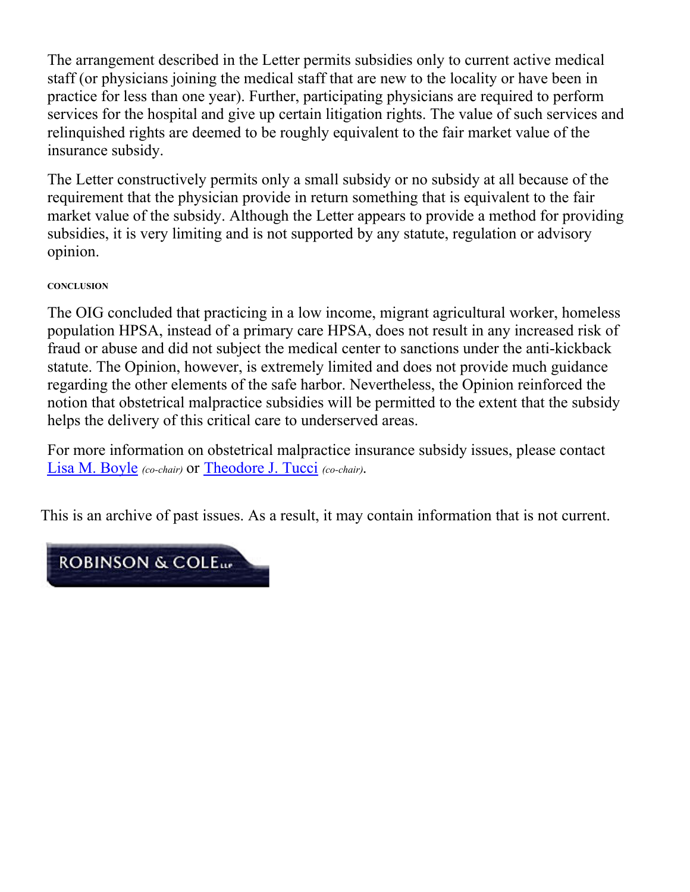The arrangement described in the Letter permits subsidies only to current active medical staff (or physicians joining the medical staff that are new to the locality or have been in practice for less than one year). Further, participating physicians are required to perform services for the hospital and give up certain litigation rights. The value of such services and relinquished rights are deemed to be roughly equivalent to the fair market value of the insurance subsidy.

The Letter constructively permits only a small subsidy or no subsidy at all because of the requirement that the physician provide in return something that is equivalent to the fair market value of the subsidy. Although the Letter appears to provide a method for providing subsidies, it is very limiting and is not supported by any statute, regulation or advisory opinion.

###### CONCLUSION

The OIG concluded that practicing in a low income, migrant agricultural worker, homeless population HPSA, instead of a primary care HPSA, does not result in any increased risk of fraud or abuse and did not subject the medical center to sanctions under the anti-kickback statute. The Opinion, however, is extremely limited and does not provide much guidance regarding the other elements of the safe harbor. Nevertheless, the Opinion reinforced the notion that obstetrical malpractice subsidies will be permitted to the extent that the subsidy helps the delivery of this critical care to underserved areas.

For more information on obstetrical malpractice insurance subsidy issues, please contact Lisa M. Boyle *(co-chair)* or Theodore J. Tucci *(co-chair)*.

This is an archive of past issues. As a result, it may contain information that is not current.

ROBINSON & COLE LLP